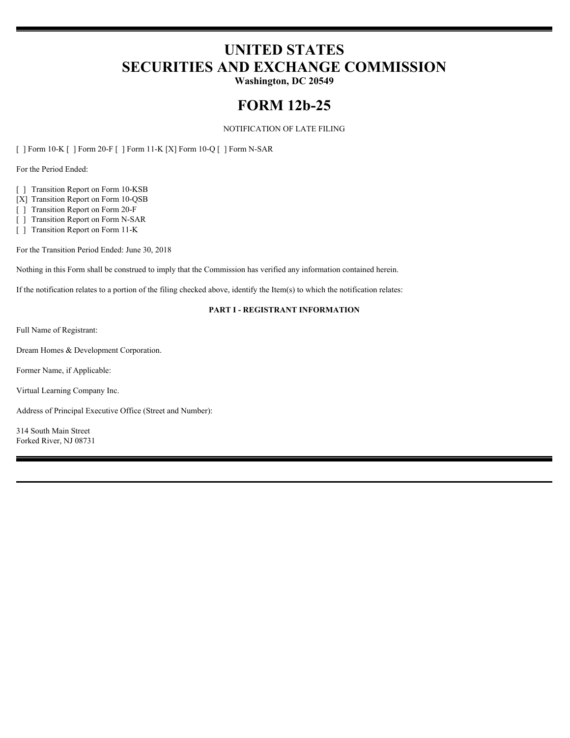# UNITED STATES
# SECURITIES AND EXCHANGE COMMISSION

**Washington, DC 20549**

# FORM 12b-25

NOTIFICATION OF LATE FILING

[ ] Form 10-K [ ] Form 20-F [ ] Form 11-K [X] Form 10-Q [ ] Form N-SAR

For the Period Ended:

[ ] Transition Report on Form 10-KSB
[X] Transition Report on Form 10-QSB
[ ] Transition Report on Form 20-F
[ ] Transition Report on Form N-SAR
[ ] Transition Report on Form 11-K

For the Transition Period Ended: June 30, 2018

Nothing in this Form shall be construed to imply that the Commission has verified any information contained herein.

If the notification relates to a portion of the filing checked above, identify the Item(s) to which the notification relates:

**PART I - REGISTRANT INFORMATION**

Full Name of Registrant:

Dream Homes & Development Corporation.

Former Name, if Applicable:

Virtual Learning Company Inc.

Address of Principal Executive Office (Street and Number):

314 South Main Street
Forked River, NJ 08731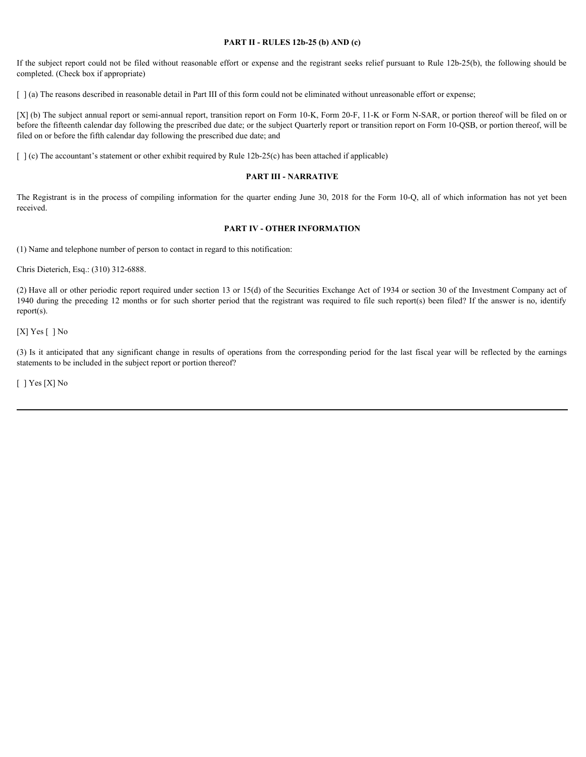## PART II - RULES 12b-25 (b) AND (c)

If the subject report could not be filed without reasonable effort or expense and the registrant seeks relief pursuant to Rule 12b-25(b), the following should be completed. (Check box if appropriate)

[ ] (a) The reasons described in reasonable detail in Part III of this form could not be eliminated without unreasonable effort or expense;

[X] (b) The subject annual report or semi-annual report, transition report on Form 10-K, Form 20-F, 11-K or Form N-SAR, or portion thereof will be filed on or before the fifteenth calendar day following the prescribed due date; or the subject Quarterly report or transition report on Form 10-QSB, or portion thereof, will be filed on or before the fifth calendar day following the prescribed due date; and

[ ] (c) The accountant's statement or other exhibit required by Rule 12b-25(c) has been attached if applicable)

## PART III - NARRATIVE

The Registrant is in the process of compiling information for the quarter ending June 30, 2018 for the Form 10-Q, all of which information has not yet been received.

## PART IV - OTHER INFORMATION

(1) Name and telephone number of person to contact in regard to this notification:

Chris Dieterich, Esq.: (310) 312-6888.

(2) Have all or other periodic report required under section 13 or 15(d) of the Securities Exchange Act of 1934 or section 30 of the Investment Company act of 1940 during the preceding 12 months or for such shorter period that the registrant was required to file such report(s) been filed? If the answer is no, identify report(s).

[X] Yes [ ] No

(3) Is it anticipated that any significant change in results of operations from the corresponding period for the last fiscal year will be reflected by the earnings statements to be included in the subject report or portion thereof?

[ ] Yes [X] No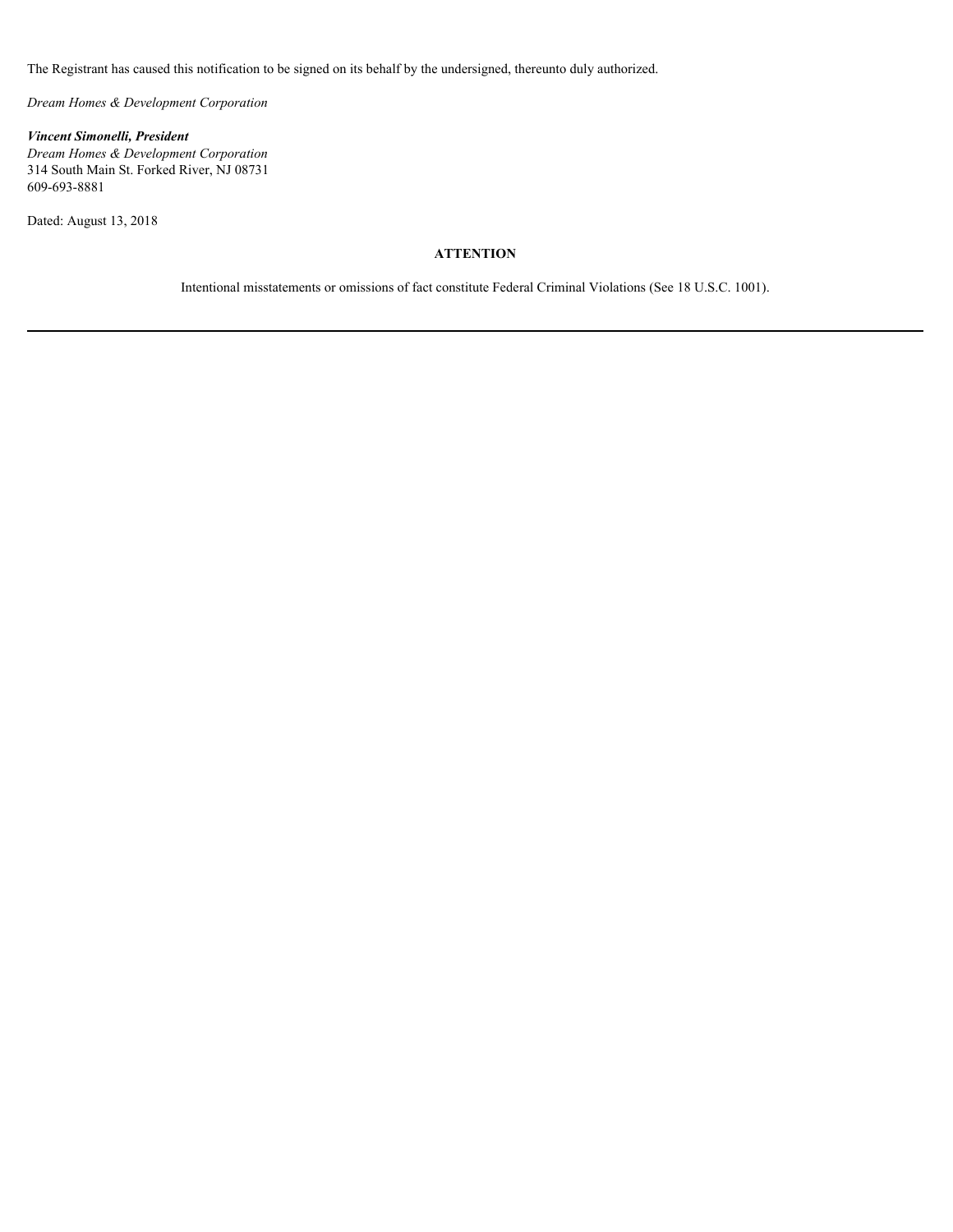The Registrant has caused this notification to be signed on its behalf by the undersigned, thereunto duly authorized.

*Dream Homes & Development Corporation*

***Vincent Simonelli, President***
*Dream Homes & Development Corporation*
314 South Main St. Forked River, NJ 08731
609-693-8881

Dated: August 13, 2018

**ATTENTION**

Intentional misstatements or omissions of fact constitute Federal Criminal Violations (See 18 U.S.C. 1001).